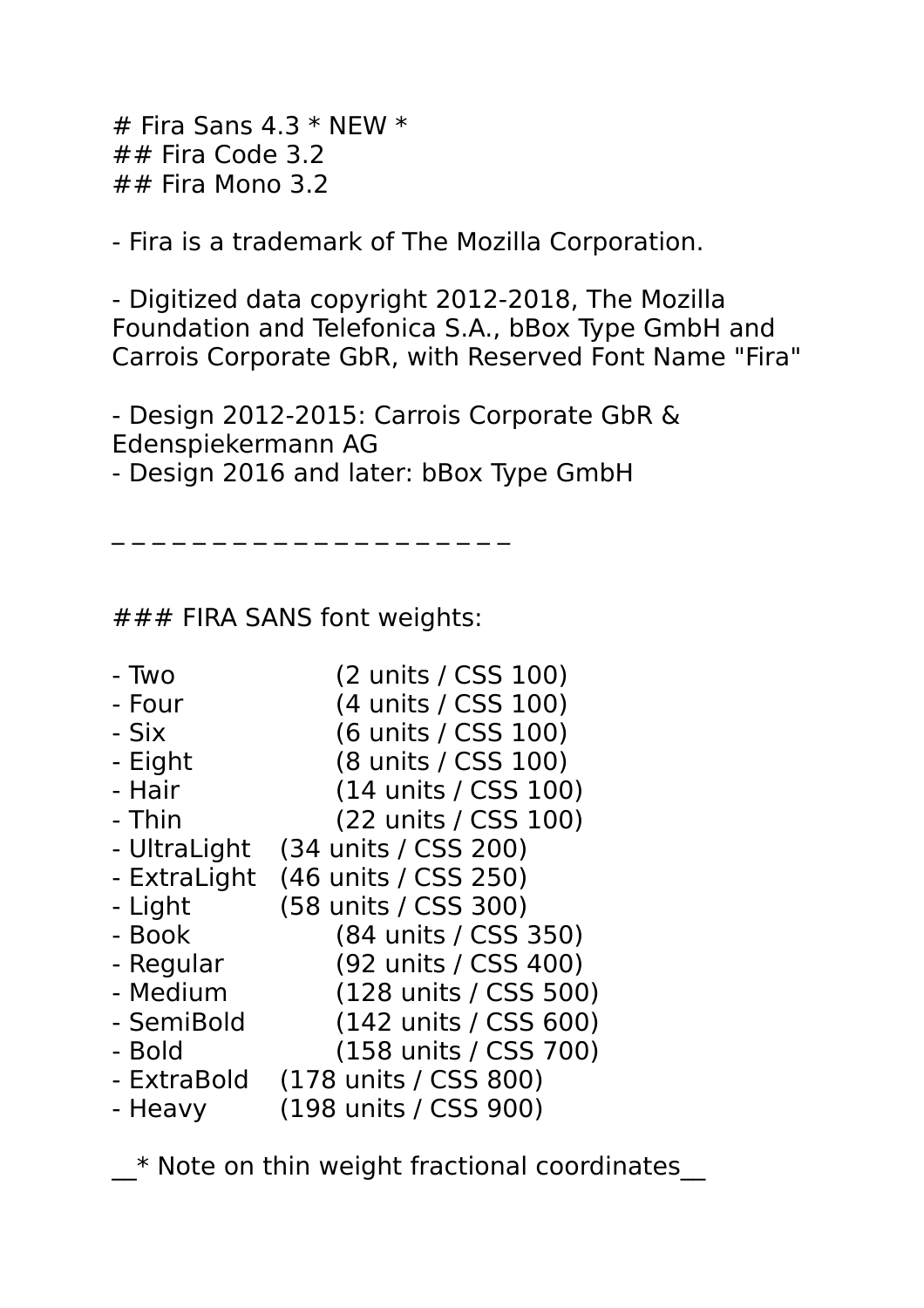# Fira Sans 4.3 * NEW *
## Fira Code 3.2
## Fira Mono 3.2

- Fira is a trademark of The Mozilla Corporation.

- Digitized data copyright 2012-2018, The Mozilla Foundation and Telefonica S.A., bBox Type GmbH and Carrois Corporate GbR, with Reserved Font Name "Fira"

- Design 2012-2015: Carrois Corporate GbR & Edenspiekermann AG
- Design 2016 and later: bBox Type GmbH

_ _ _ _ _ _ _ _ _ _ _ _ _ _ _ _ _ _ _ _ _

### FIRA SANS font weights:

- Two (2 units / CSS 100)
- Four (4 units / CSS 100)
- Six (6 units / CSS 100)
- Eight (8 units / CSS 100)
- Hair (14 units / CSS 100)
- Thin (22 units / CSS 100)
- UltraLight (34 units / CSS 200)
- ExtraLight (46 units / CSS 250)
- Light (58 units / CSS 300)
- Book (84 units / CSS 350)
- Regular (92 units / CSS 400)
- Medium (128 units / CSS 500)
- SemiBold (142 units / CSS 600)
- Bold (158 units / CSS 700)
- ExtraBold (178 units / CSS 800)
- Heavy (198 units / CSS 900)

__* Note on thin weight fractional coordinates__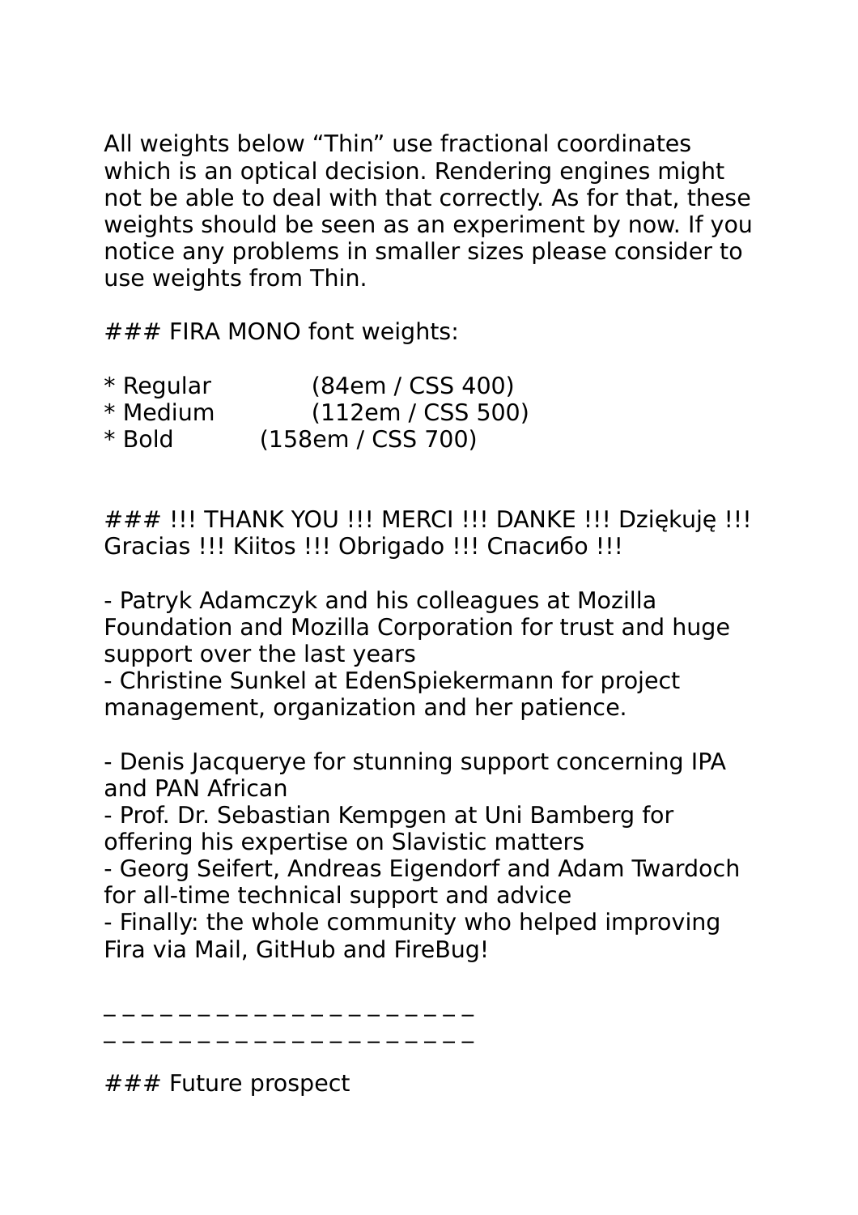All weights below “Thin” use fractional coordinates which is an optical decision. Rendering engines might not be able to deal with that correctly. As for that, these weights should be seen as an experiment by now. If you notice any problems in smaller sizes please consider to use weights from Thin.

### FIRA MONO font weights:

* Regular (84em / CSS 400)
* Medium (112em / CSS 500)
* Bold (158em / CSS 700)

### !!! THANK YOU !!! MERCI !!! DANKE !!! Dziękuję !!! Gracias !!! Kiitos !!! Obrigado !!! Спасибо !!!

- Patryk Adamczyk and his colleagues at Mozilla Foundation and Mozilla Corporation for trust and huge support over the last years
- Christine Sunkel at EdenSpiekermann for project management, organization and her patience.

- Denis Jacquerye for stunning support concerning IPA and PAN African
- Prof. Dr. Sebastian Kempgen at Uni Bamberg for offering his expertise on Slavistic matters
- Georg Seifert, Andreas Eigendorf and Adam Twardoch for all-time technical support and advice
- Finally: the whole community who helped improving Fira via Mail, GitHub and FireBug!

_ _ _ _ _ _ _ _ _ _ _ _ _ _ _ _ _ _ _ _ _
_ _ _ _ _ _ _ _ _ _ _ _ _ _ _ _ _ _ _ _ _

### Future prospect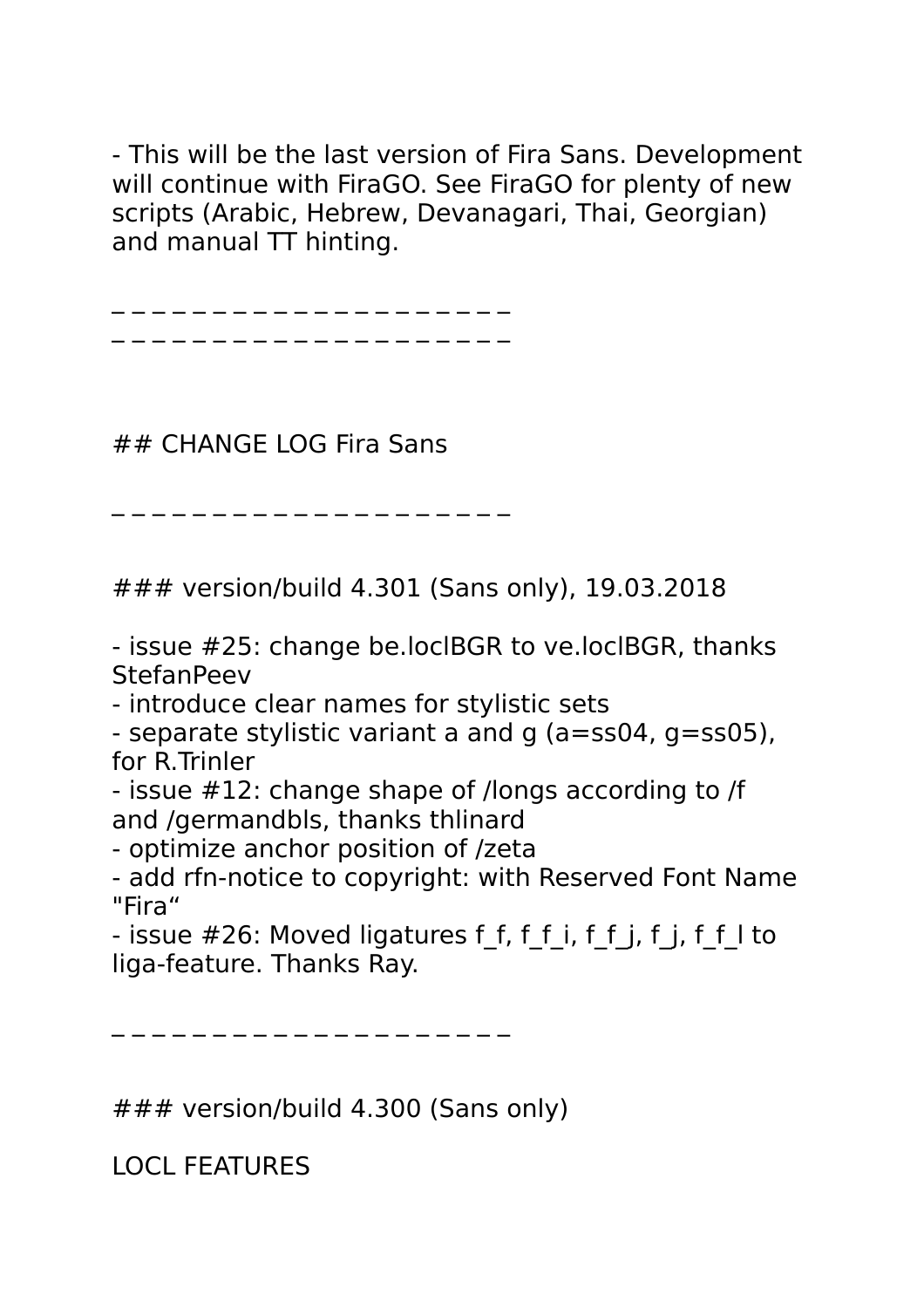- This will be the last version of Fira Sans. Development will continue with FiraGO. See FiraGO for plenty of new scripts (Arabic, Hebrew, Devanagari, Thai, Georgian) and manual TT hinting.

_ _ _ _ _ _ _ _ _ _ _ _ _ _ _ _ _ _ _ _ _
_ _ _ _ _ _ _ _ _ _ _ _ _ _ _ _ _ _ _ _ _

## CHANGE LOG Fira Sans

_ _ _ _ _ _ _ _ _ _ _ _ _ _ _ _ _ _ _ _ _

### version/build 4.301 (Sans only), 19.03.2018

- issue #25: change be.loclBGR to ve.loclBGR, thanks StefanPeev
- introduce clear names for stylistic sets
- separate stylistic variant a and g (a=ss04, g=ss05), for R.Trinler
- issue #12: change shape of /longs according to /f and /germandbls, thanks thlinard
- optimize anchor position of /zeta
- add rfn-notice to copyright: with Reserved Font Name "Fira“
- issue #26: Moved ligatures f_f, f_f_i, f_f_j, f_j, f_f_l to liga-feature. Thanks Ray.

_ _ _ _ _ _ _ _ _ _ _ _ _ _ _ _ _ _ _ _ _

### version/build 4.300 (Sans only)

LOCL FEATURES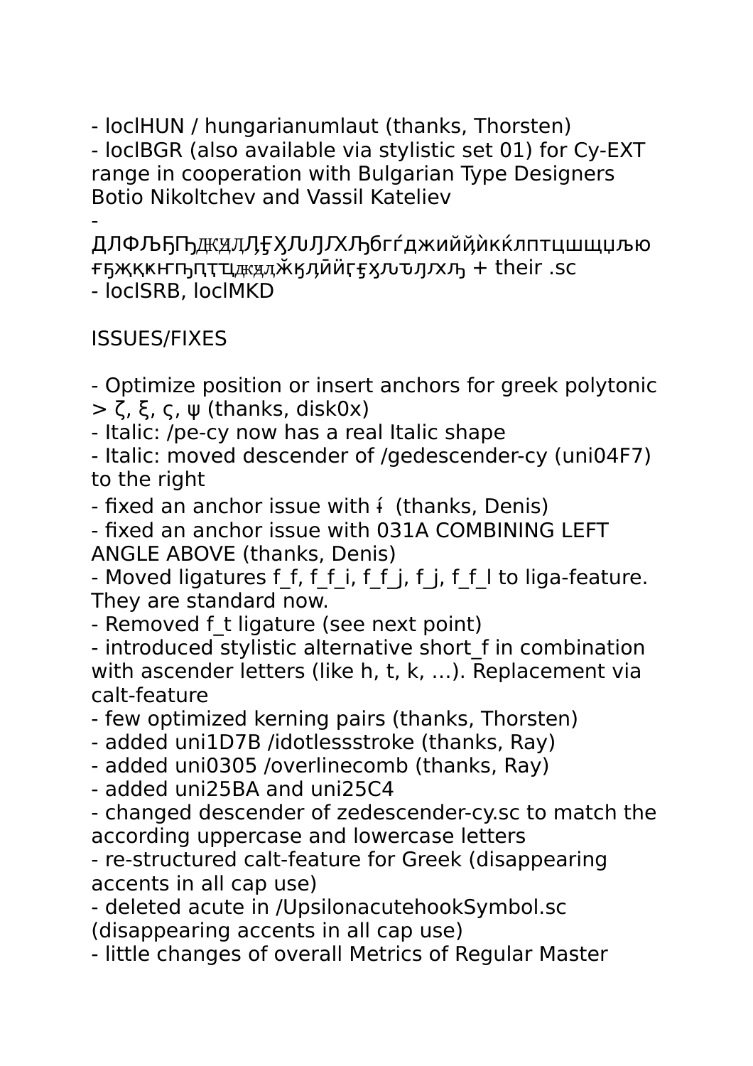- loclHUN / hungarianumlaut (thanks, Thorsten)
- loclBGR (also available via stylistic set 01) for Cy-EXT range in cooperation with Bulgarian Type Designers Botio Nikoltchev and Vassil Kateliev
- ДЛФЉЂЪДЖЊЛДЏЏХЛЉЛЛХЋбгѓджийй̀икќлптцшщџљю ғђҗқкңҧҭҵдждӂкӆйӣғӽԓԕԛӽԓ + their .sc
- loclSRB, loclMKD

ISSUES/FIXES

- Optimize position or insert anchors for greek polytonic > ζ, ξ, ς, ψ (thanks, disk0x)
- Italic: /pe-cy now has a real Italic shape
- Italic: moved descender of /gedescender-cy (uni04F7) to the right
- fixed an anchor issue with ɨ́ (thanks, Denis)
- fixed an anchor issue with 031A COMBINING LEFT ANGLE ABOVE (thanks, Denis)
- Moved ligatures f_f, f_f_i, f_f_j, f_j, f_f_l to liga-feature. They are standard now.
- Removed f_t ligature (see next point)
- introduced stylistic alternative short_f in combination with ascender letters (like h, t, k, …). Replacement via calt-feature
- few optimized kerning pairs (thanks, Thorsten)
- added uni1D7B /idotlessstroke (thanks, Ray)
- added uni0305 /overlinecomb (thanks, Ray)
- added uni25BA and uni25C4
- changed descender of zedescender-cy.sc to match the according uppercase and lowercase letters
- re-structured calt-feature for Greek (disappearing accents in all cap use)
- deleted acute in /UpsilonacutehookSymbol.sc (disappearing accents in all cap use)
- little changes of overall Metrics of Regular Master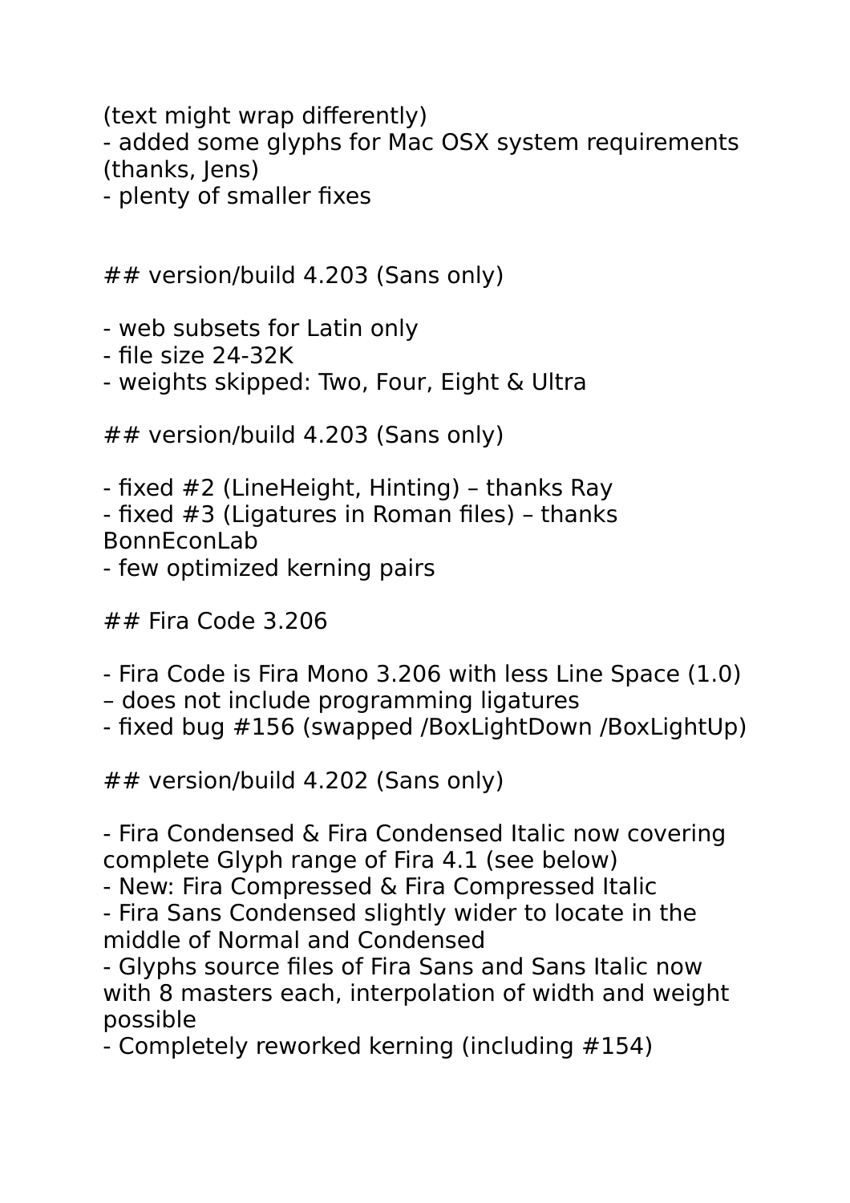(text might wrap differently)
- added some glyphs for Mac OSX system requirements (thanks, Jens)
- plenty of smaller fixes

## version/build 4.203 (Sans only)

- web subsets for Latin only
- file size 24-32K
- weights skipped: Two, Four, Eight & Ultra

## version/build 4.203 (Sans only)

- fixed #2 (LineHeight, Hinting) – thanks Ray
- fixed #3 (Ligatures in Roman files) – thanks BonnEconLab
- few optimized kerning pairs

## Fira Code 3.206

- Fira Code is Fira Mono 3.206 with less Line Space (1.0)
– does not include programming ligatures
- fixed bug #156 (swapped /BoxLightDown /BoxLightUp)

## version/build 4.202 (Sans only)

- Fira Condensed & Fira Condensed Italic now covering complete Glyph range of Fira 4.1 (see below)
- New: Fira Compressed & Fira Compressed Italic
- Fira Sans Condensed slightly wider to locate in the middle of Normal and Condensed
- Glyphs source files of Fira Sans and Sans Italic now with 8 masters each, interpolation of width and weight possible
- Completely reworked kerning (including #154)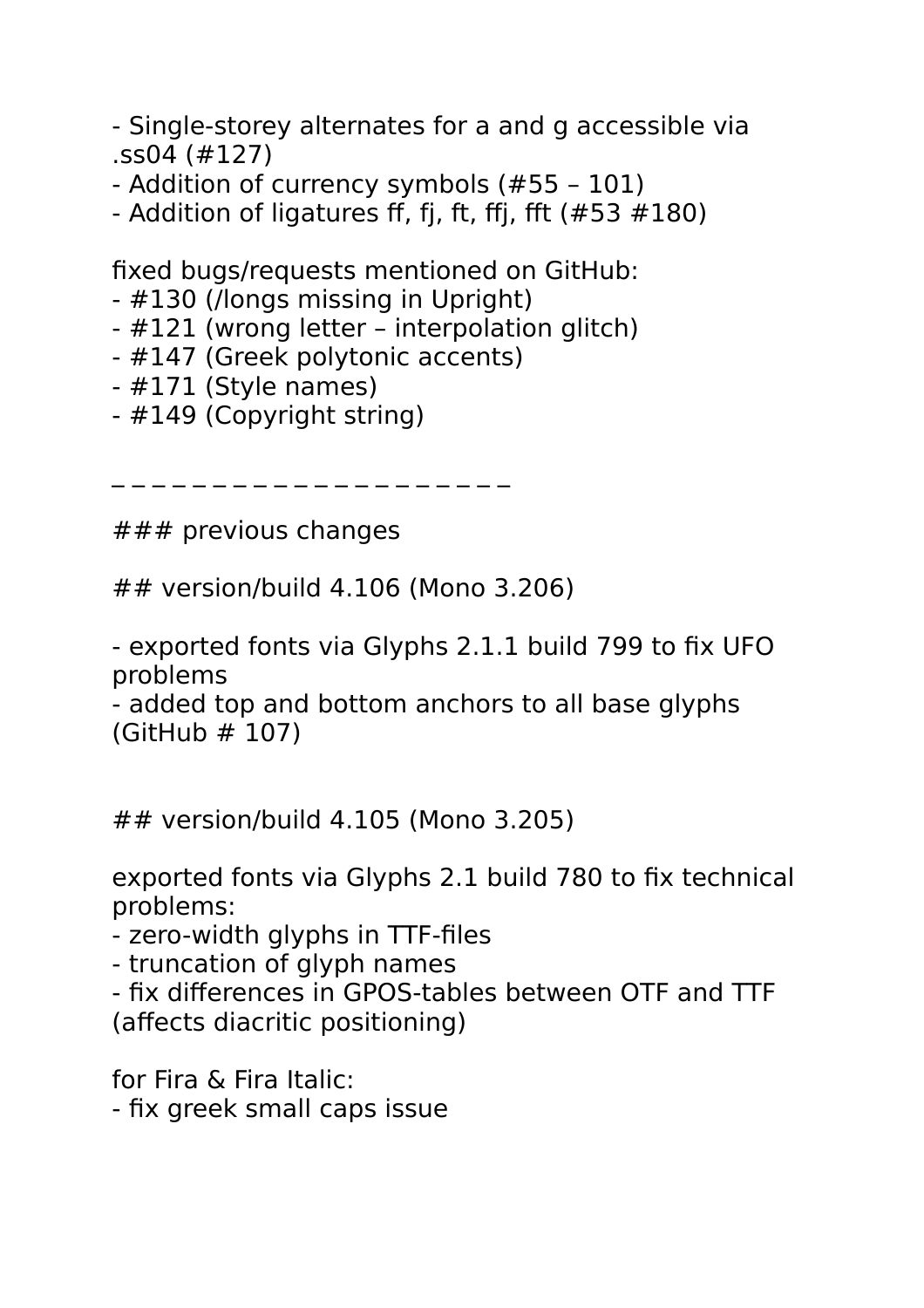- Single-storey alternates for a and g accessible via .ss04 (#127)
- Addition of currency symbols (#55 – 101)
- Addition of ligatures ff, fj, ft, ffj, fft (#53 #180)

fixed bugs/requests mentioned on GitHub:
- #130 (/longs missing in Upright)
- #121 (wrong letter – interpolation glitch)
- #147 (Greek polytonic accents)
- #171 (Style names)
- #149 (Copyright string)

_ _ _ _ _ _ _ _ _ _ _ _ _ _ _ _ _ _ _ _

### previous changes

## version/build 4.106 (Mono 3.206)

- exported fonts via Glyphs 2.1.1 build 799 to fix UFO problems
- added top and bottom anchors to all base glyphs (GitHub # 107)

## version/build 4.105 (Mono 3.205)

exported fonts via Glyphs 2.1 build 780 to fix technical problems:
- zero-width glyphs in TTF-files
- truncation of glyph names
- fix differences in GPOS-tables between OTF and TTF (affects diacritic positioning)

for Fira & Fira Italic:
- fix greek small caps issue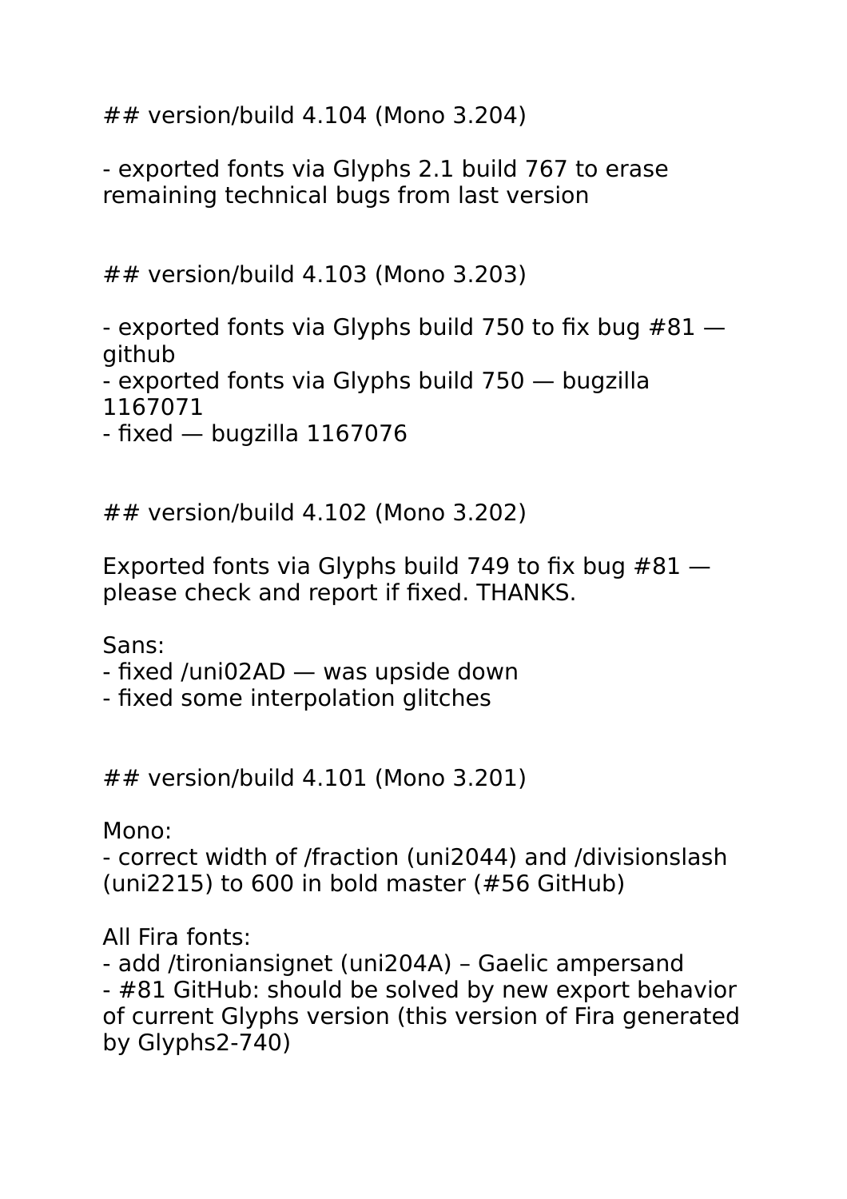## version/build 4.104 (Mono 3.204)

- exported fonts via Glyphs 2.1 build 767 to erase remaining technical bugs from last version

## version/build 4.103 (Mono 3.203)

- exported fonts via Glyphs build 750 to fix bug #81 — github
- exported fonts via Glyphs build 750 — bugzilla 1167071
- fixed — bugzilla 1167076

## version/build 4.102 (Mono 3.202)

Exported fonts via Glyphs build 749 to fix bug #81 — please check and report if fixed. THANKS.

Sans:
- fixed /uni02AD — was upside down
- fixed some interpolation glitches

## version/build 4.101 (Mono 3.201)

Mono:
- correct width of /fraction (uni2044) and /divisionslash (uni2215) to 600 in bold master (#56 GitHub)

All Fira fonts:
- add /tironiansignet (uni204A) – Gaelic ampersand
- #81 GitHub: should be solved by new export behavior of current Glyphs version (this version of Fira generated by Glyphs2-740)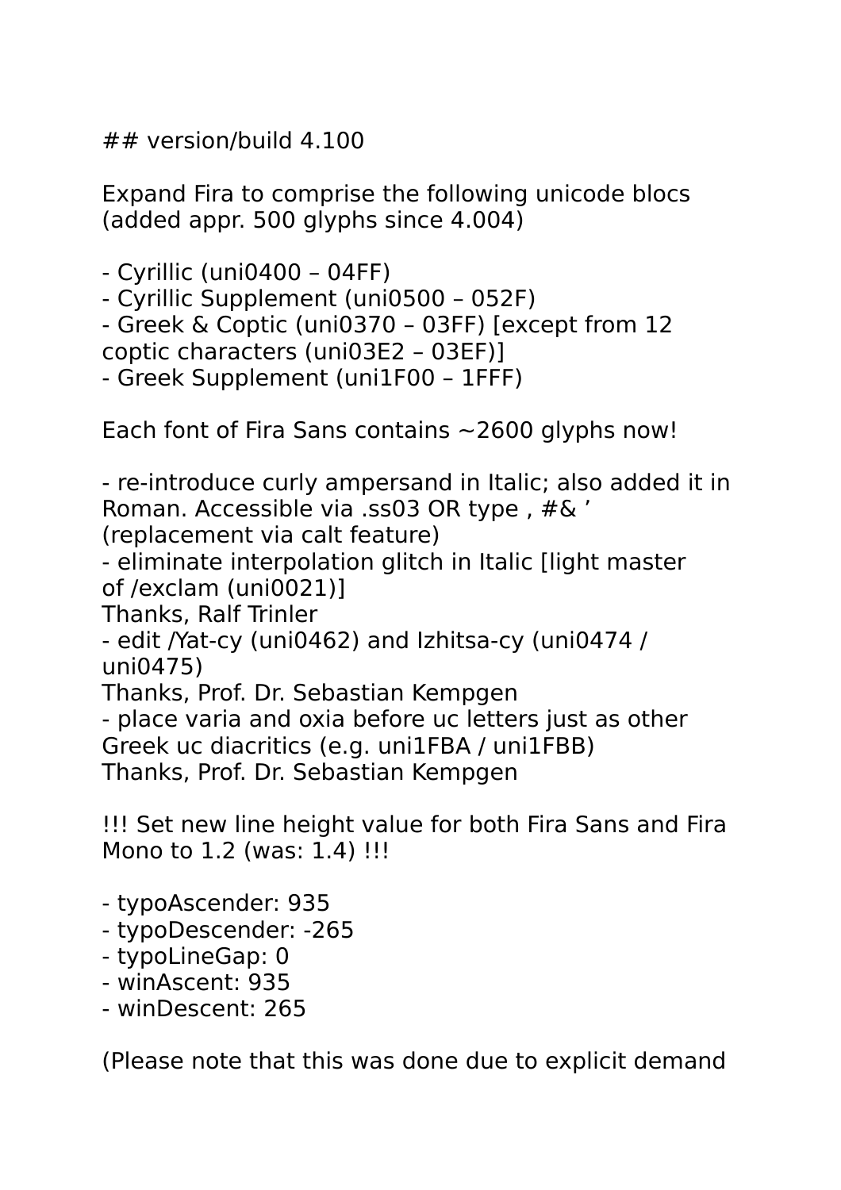## version/build 4.100

Expand Fira to comprise the following unicode blocs (added appr. 500 glyphs since 4.004)

- Cyrillic (uni0400 – 04FF)
- Cyrillic Supplement (uni0500 – 052F)
- Greek & Coptic (uni0370 – 03FF) [except from 12 coptic characters (uni03E2 – 03EF)]
- Greek Supplement (uni1F00 – 1FFF)

Each font of Fira Sans contains ~2600 glyphs now!

- re-introduce curly ampersand in Italic; also added it in Roman. Accessible via .ss03 OR type , #& ’ (replacement via calt feature)
- eliminate interpolation glitch in Italic [light master of /exclam (uni0021)]
Thanks, Ralf Trinler
- edit /Yat-cy (uni0462) and Izhitsa-cy (uni0474 / uni0475)
Thanks, Prof. Dr. Sebastian Kempgen
- place varia and oxia before uc letters just as other Greek uc diacritics (e.g. uni1FBA / uni1FBB)
Thanks, Prof. Dr. Sebastian Kempgen

!!! Set new line height value for both Fira Sans and Fira Mono to 1.2 (was: 1.4) !!!

- typoAscender: 935
- typoDescender: -265
- typoLineGap: 0
- winAscent: 935
- winDescent: 265

(Please note that this was done due to explicit demand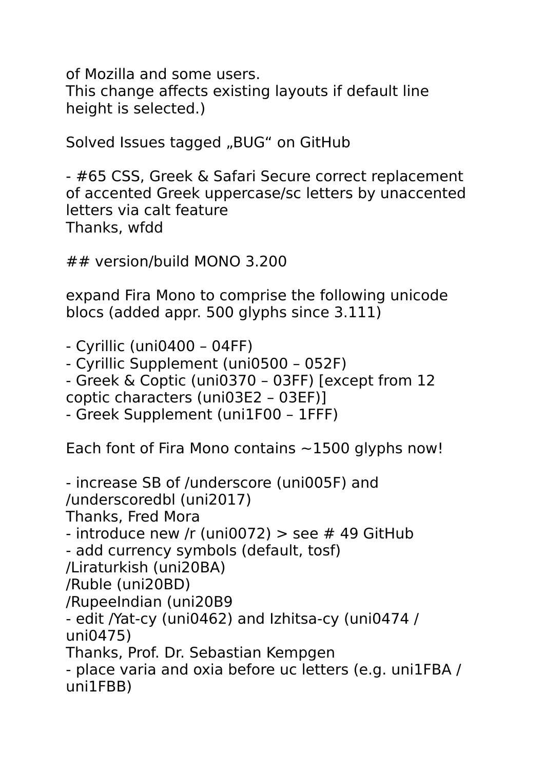of Mozilla and some users.
This change affects existing layouts if default line height is selected.)

Solved Issues tagged „BUG“ on GitHub

- #65 CSS, Greek & Safari Secure correct replacement of accented Greek uppercase/sc letters by unaccented letters via calt feature
Thanks, wfdd

## version/build MONO 3.200

expand Fira Mono to comprise the following unicode blocs (added appr. 500 glyphs since 3.111)

- Cyrillic (uni0400 – 04FF)
- Cyrillic Supplement (uni0500 – 052F)
- Greek & Coptic (uni0370 – 03FF) [except from 12 coptic characters (uni03E2 – 03EF)]
- Greek Supplement (uni1F00 – 1FFF)

Each font of Fira Mono contains ~1500 glyphs now!

- increase SB of /underscore (uni005F) and /underscoredbl (uni2017)
Thanks, Fred Mora
- introduce new /r (uni0072) > see # 49 GitHub
- add currency symbols (default, tosf)
/Liraturkish (uni20BA)
/Ruble (uni20BD)
/RupeeIndian (uni20B9
- edit /Yat-cy (uni0462) and Izhitsa-cy (uni0474 / uni0475)
Thanks, Prof. Dr. Sebastian Kempgen
- place varia and oxia before uc letters (e.g. uni1FBA / uni1FBB)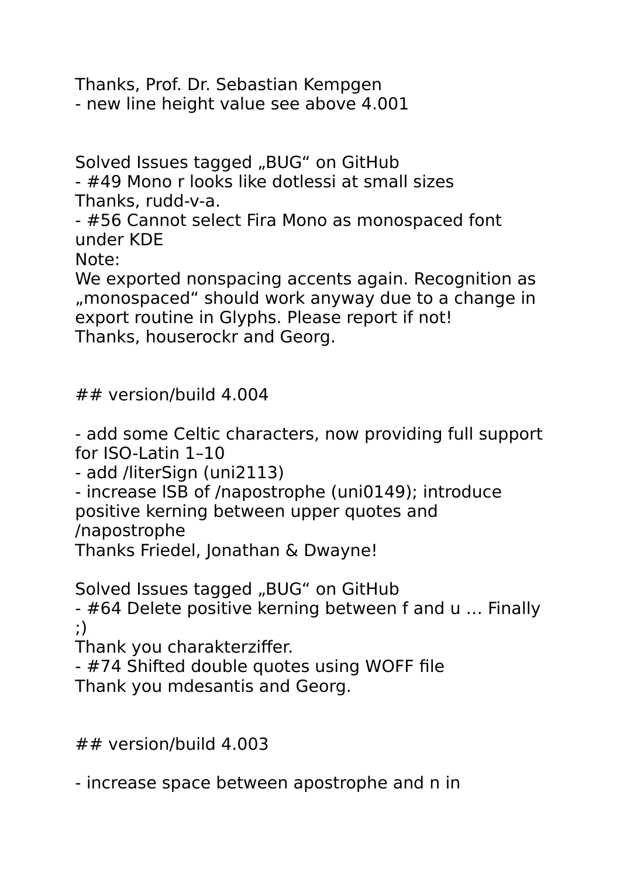Thanks, Prof. Dr. Sebastian Kempgen
- new line height value see above 4.001

Solved Issues tagged „BUG“ on GitHub
- #49 Mono r looks like dotlessi at small sizes
Thanks, rudd-v-a.
- #56 Cannot select Fira Mono as monospaced font under KDE
Note:
We exported nonspacing accents again. Recognition as „monospaced“ should work anyway due to a change in export routine in Glyphs. Please report if not!
Thanks, houserockr and Georg.

## version/build 4.004

- add some Celtic characters, now providing full support for ISO-Latin 1–10
- add /literSign (uni2113)
- increase lSB of /napostrophe (uni0149); introduce positive kerning between upper quotes and /napostrophe
Thanks Friedel, Jonathan & Dwayne!

Solved Issues tagged „BUG“ on GitHub
- #64 Delete positive kerning between f and u … Finally ;)
Thank you charakterziffer.
- #74 Shifted double quotes using WOFF file
Thank you mdesantis and Georg.

## version/build 4.003

- increase space between apostrophe and n in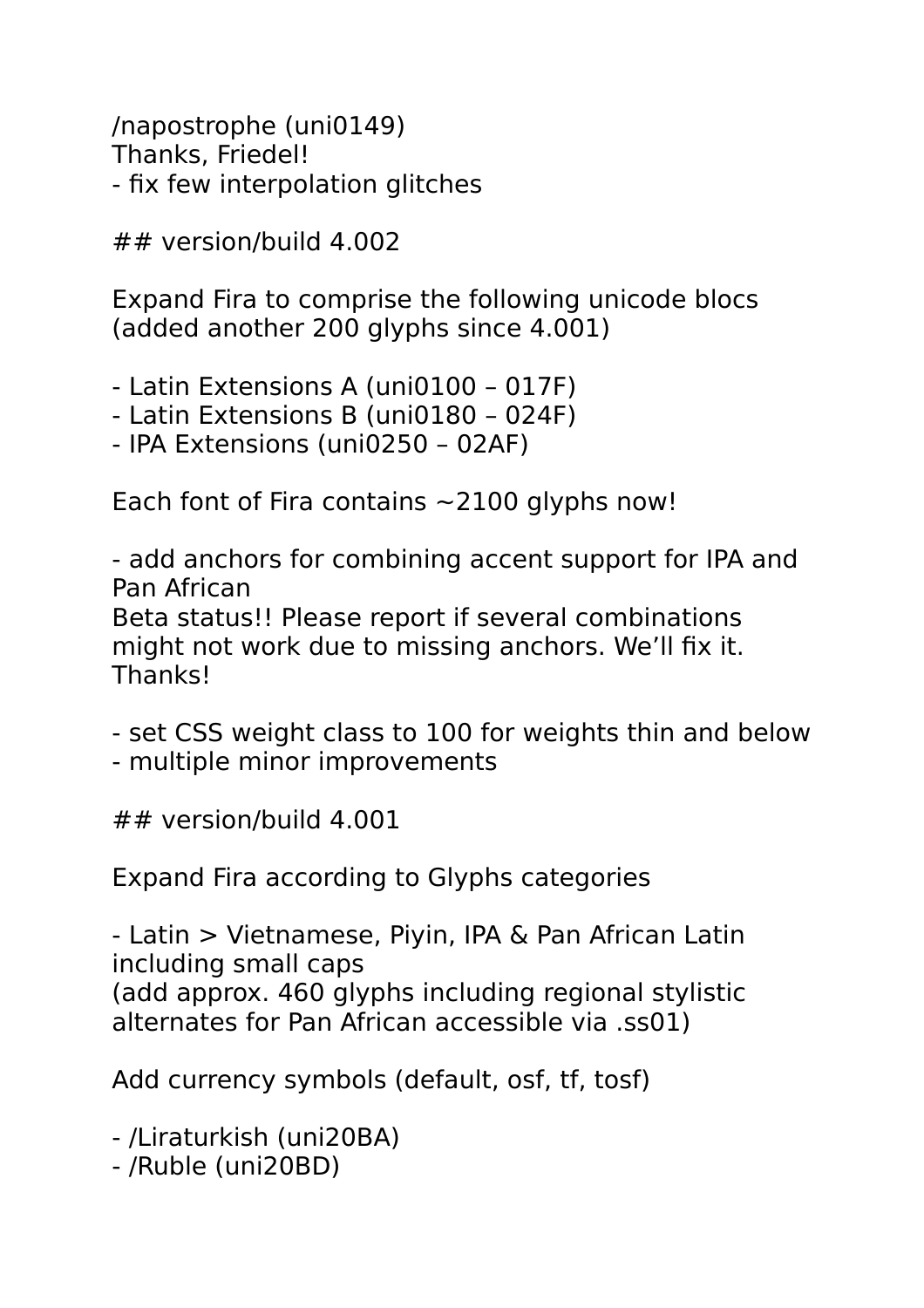/napostrophe (uni0149)
Thanks, Friedel!
- fix few interpolation glitches

## version/build 4.002

Expand Fira to comprise the following unicode blocs
(added another 200 glyphs since 4.001)

- Latin Extensions A (uni0100 – 017F)
- Latin Extensions B (uni0180 – 024F)
- IPA Extensions (uni0250 – 02AF)

Each font of Fira contains ~2100 glyphs now!

- add anchors for combining accent support for IPA and Pan African
Beta status!! Please report if several combinations might not work due to missing anchors. We'll fix it. Thanks!

- set CSS weight class to 100 for weights thin and below
- multiple minor improvements

## version/build 4.001

Expand Fira according to Glyphs categories

- Latin > Vietnamese, Piyin, IPA & Pan African Latin including small caps
(add approx. 460 glyphs including regional stylistic alternates for Pan African accessible via .ss01)

Add currency symbols (default, osf, tf, tosf)

- /Liraturkish (uni20BA)
- /Ruble (uni20BD)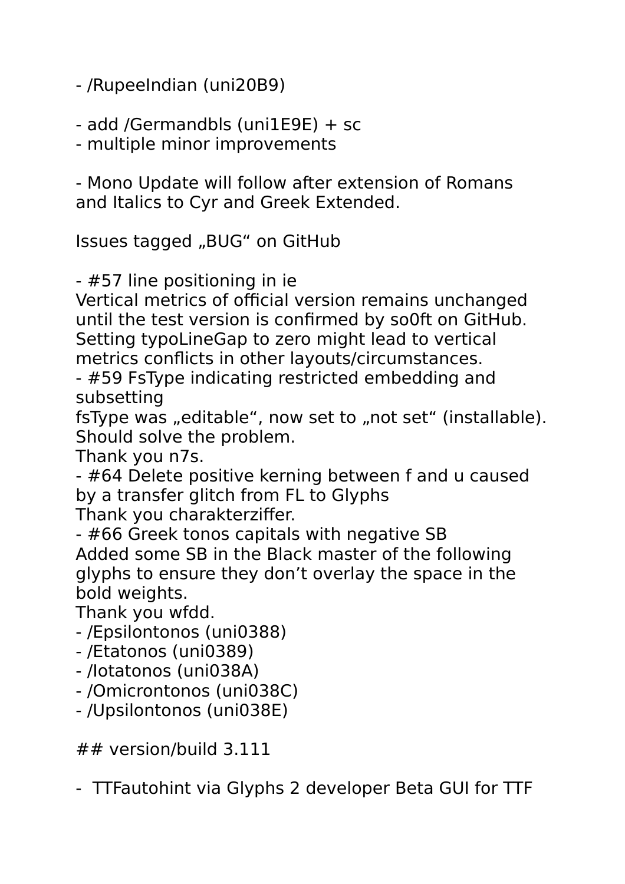- /RupeeIndian (uni20B9)

- add /Germandbls (uni1E9E) + sc
- multiple minor improvements

- Mono Update will follow after extension of Romans and Italics to Cyr and Greek Extended.

Issues tagged „BUG“ on GitHub

- #57 line positioning in ie
Vertical metrics of official version remains unchanged until the test version is confirmed by so0ft on GitHub. Setting typoLineGap to zero might lead to vertical metrics conflicts in other layouts/circumstances.
- #59 FsType indicating restricted embedding and subsetting
fsType was „editable“, now set to „not set“ (installable). Should solve the problem.
Thank you n7s.
- #64 Delete positive kerning between f and u caused by a transfer glitch from FL to Glyphs
Thank you charakterziffer.
- #66 Greek tonos capitals with negative SB
Added some SB in the Black master of the following glyphs to ensure they don’t overlay the space in the bold weights.
Thank you wfdd.
- /Epsilontonos (uni0388)
- /Etatonos (uni0389)
- /Iotatonos (uni038A)
- /Omicrontonos (uni038C)
- /Upsilontonos (uni038E)

## version/build 3.111

- TTFautohint via Glyphs 2 developer Beta GUI for TTF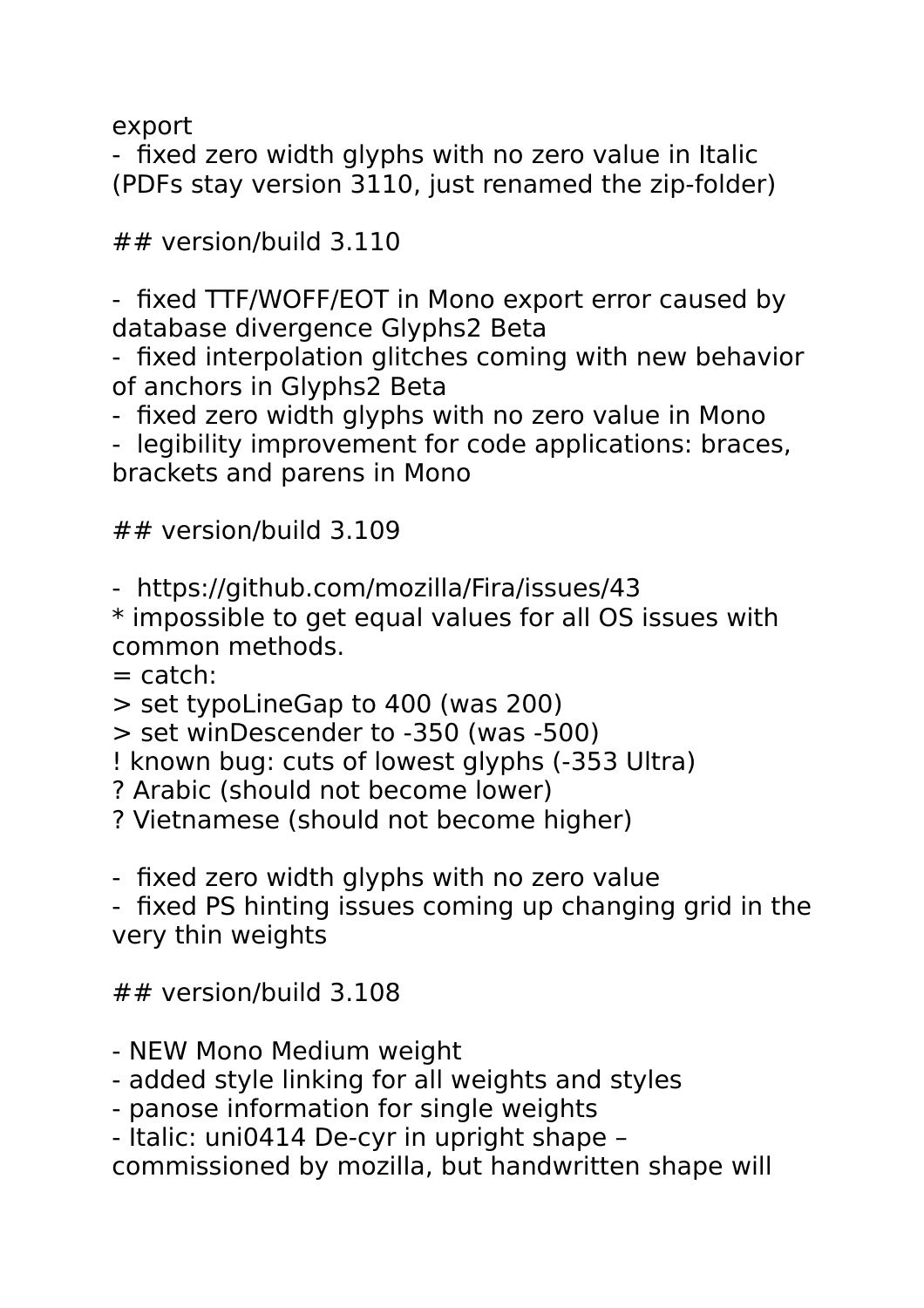export
-  fixed zero width glyphs with no zero value in Italic
(PDFs stay version 3110, just renamed the zip-folder)

## version/build 3.110

-  fixed TTF/WOFF/EOT in Mono export error caused by database divergence Glyphs2 Beta
-  fixed interpolation glitches coming with new behavior of anchors in Glyphs2 Beta
-  fixed zero width glyphs with no zero value in Mono
-  legibility improvement for code applications: braces, brackets and parens in Mono

## version/build 3.109

-  https://github.com/mozilla/Fira/issues/43
* impossible to get equal values for all OS issues with common methods.
= catch:
> set typoLineGap to 400 (was 200)
> set winDescender to -350 (was -500)
! known bug: cuts of lowest glyphs (-353 Ultra)
? Arabic (should not become lower)
? Vietnamese (should not become higher)

-  fixed zero width glyphs with no zero value
-  fixed PS hinting issues coming up changing grid in the very thin weights

## version/build 3.108

- NEW Mono Medium weight
- added style linking for all weights and styles
- panose information for single weights
- Italic: uni0414 De-cyr in upright shape – commissioned by mozilla, but handwritten shape will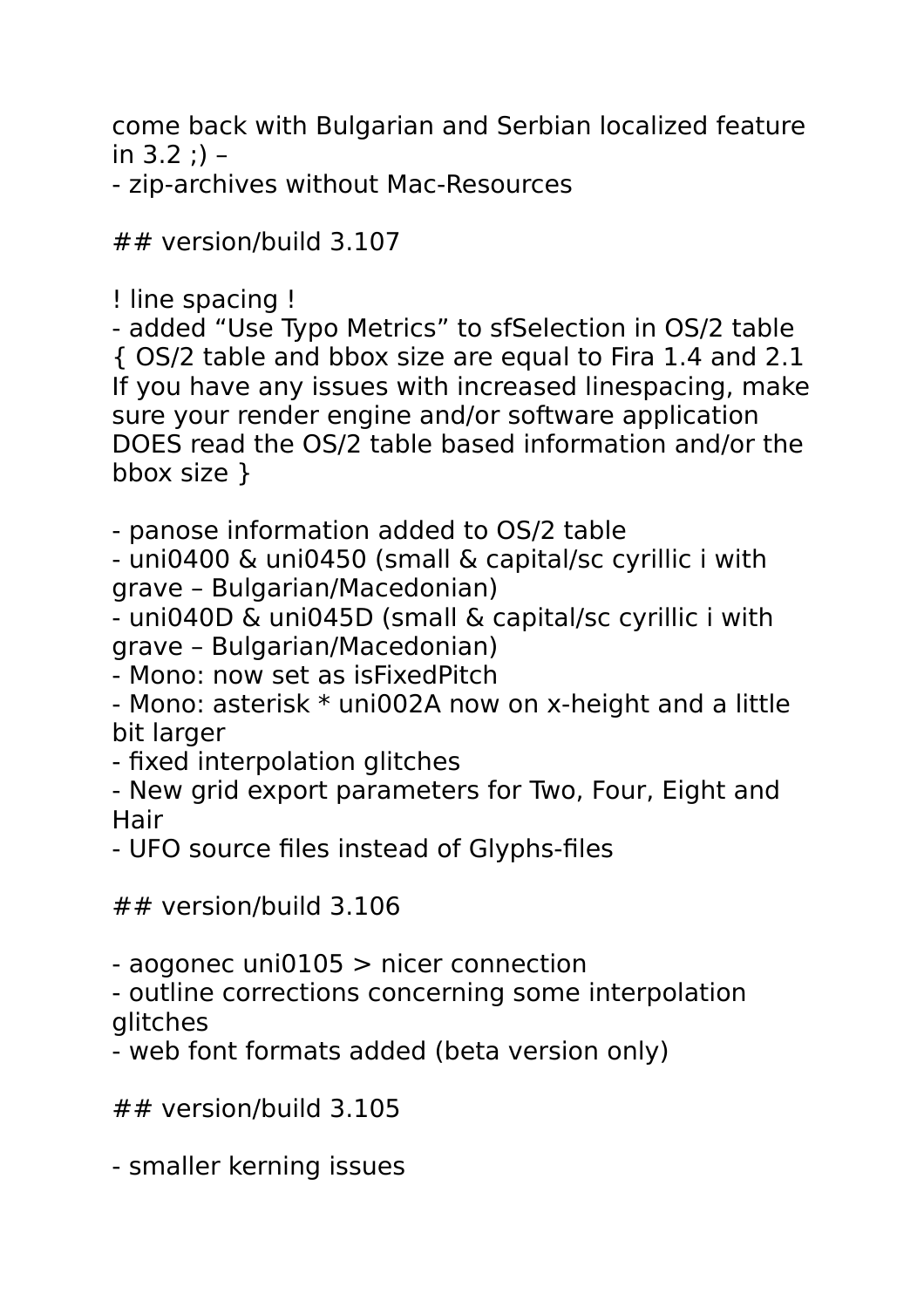come back with Bulgarian and Serbian localized feature in 3.2 ;) –
- zip-archives without Mac-Resources

## version/build 3.107

! line spacing !
- added “Use Typo Metrics” to sfSelection in OS/2 table
{ OS/2 table and bbox size are equal to Fira 1.4 and 2.1
If you have any issues with increased linespacing, make sure your render engine and/or software application DOES read the OS/2 table based information and/or the bbox size }

- panose information added to OS/2 table
- uni0400 & uni0450 (small & capital/sc cyrillic i with grave – Bulgarian/Macedonian)
- uni040D & uni045D (small & capital/sc cyrillic i with grave – Bulgarian/Macedonian)
- Mono: now set as isFixedPitch
- Mono: asterisk * uni002A now on x-height and a little bit larger
- fixed interpolation glitches
- New grid export parameters for Two, Four, Eight and Hair
- UFO source files instead of Glyphs-files

## version/build 3.106

- aogonec uni0105 > nicer connection
- outline corrections concerning some interpolation glitches
- web font formats added (beta version only)

## version/build 3.105

- smaller kerning issues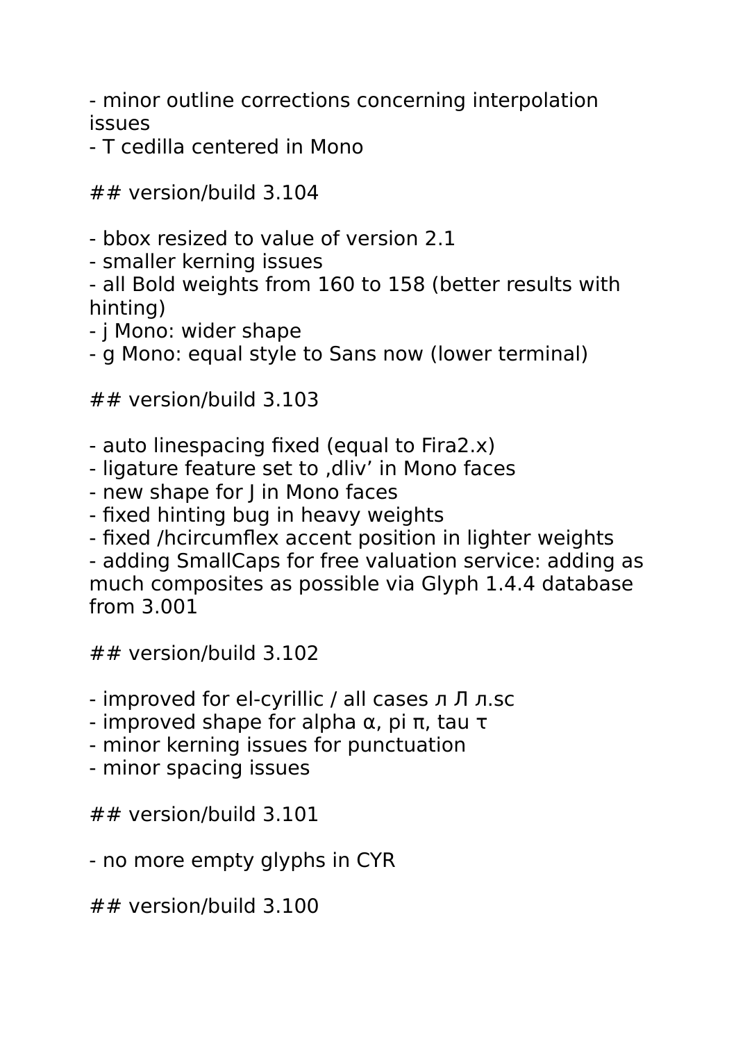- minor outline corrections concerning interpolation issues
- T cedilla centered in Mono

## version/build 3.104

- bbox resized to value of version 2.1
- smaller kerning issues
- all Bold weights from 160 to 158 (better results with hinting)
- j Mono: wider shape
- g Mono: equal style to Sans now (lower terminal)

## version/build 3.103

- auto linespacing fixed (equal to Fira2.x)
- ligature feature set to ‚dliv' in Mono faces
- new shape for J in Mono faces
- fixed hinting bug in heavy weights
- fixed /hcircumflex accent position in lighter weights
- adding SmallCaps for free valuation service: adding as much composites as possible via Glyph 1.4.4 database from 3.001

## version/build 3.102

- improved for el-cyrillic / all cases л Л л.sc
- improved shape for alpha α, pi π, tau τ
- minor kerning issues for punctuation
- minor spacing issues

## version/build 3.101

- no more empty glyphs in CYR

## version/build 3.100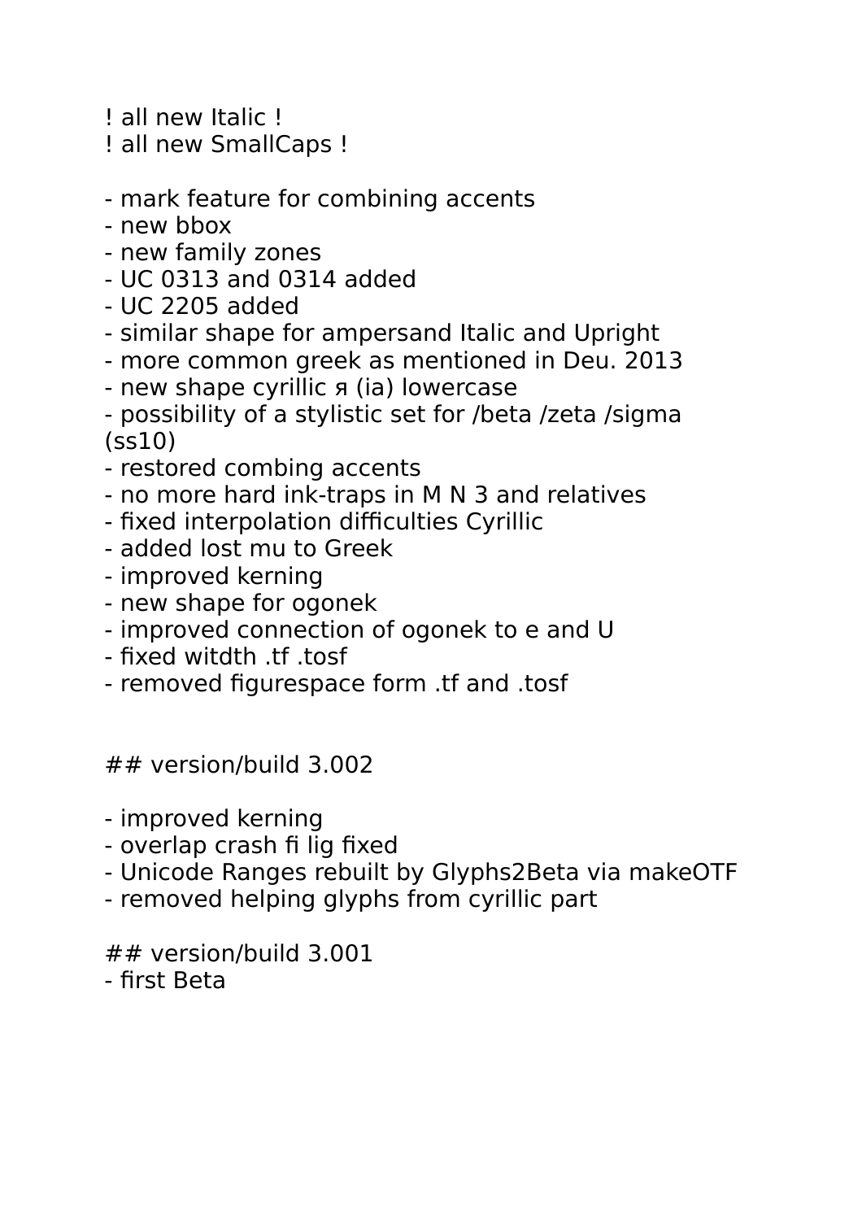! all new Italic !
! all new SmallCaps !

- mark feature for combining accents
- new bbox
- new family zones
- UC 0313 and 0314 added
- UC 2205 added
- similar shape for ampersand Italic and Upright
- more common greek as mentioned in Deu. 2013
- new shape cyrillic я (ia) lowercase
- possibility of a stylistic set for /beta /zeta /sigma (ss10)
- restored combing accents
- no more hard ink-traps in M N 3 and relatives
- fixed interpolation difficulties Cyrillic
- added lost mu to Greek
- improved kerning
- new shape for ogonek
- improved connection of ogonek to e and U
- fixed witdth .tf .tosf
- removed figurespace form .tf and .tosf

## version/build 3.002

- improved kerning
- overlap crash fi lig fixed
- Unicode Ranges rebuilt by Glyphs2Beta via makeOTF
- removed helping glyphs from cyrillic part

## version/build 3.001

- first Beta